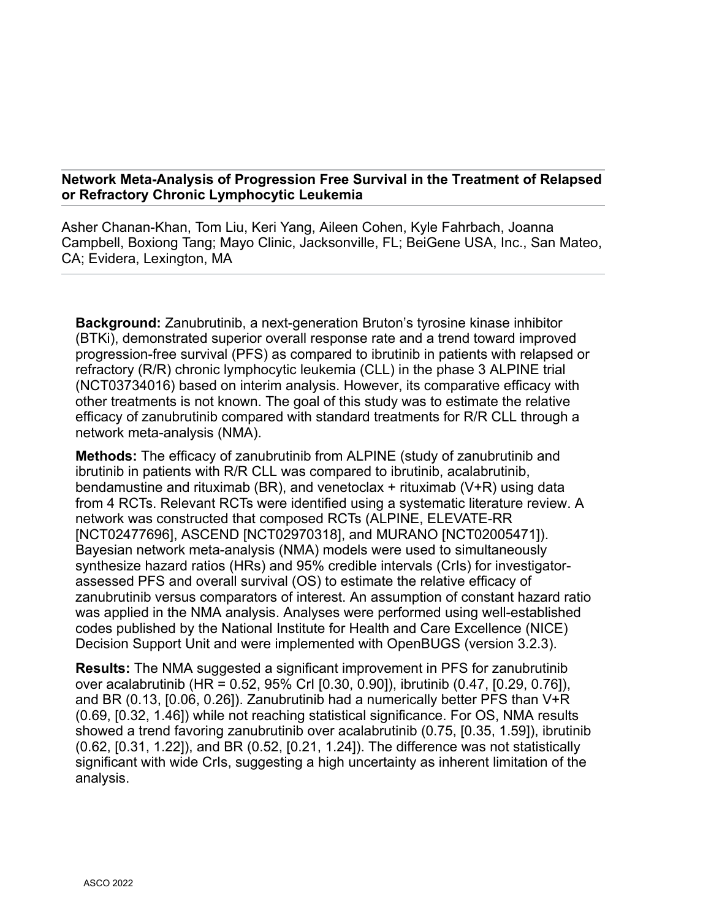# Network Meta-Analysis of Progression Free Survival in the Treatment of Relapsed or Refractory Chronic Lymphocytic Leukemia

Asher Chanan-Khan, Tom Liu, Keri Yang, Aileen Cohen, Kyle Fahrbach, Joanna Campbell, Boxiong Tang; Mayo Clinic, Jacksonville, FL; BeiGene USA, Inc., San Mateo, CA; Evidera, Lexington, MA

**Background:** Zanubrutinib, a next-generation Bruton's tyrosine kinase inhibitor (BTKi), demonstrated superior overall response rate and a trend toward improved progression-free survival (PFS) as compared to ibrutinib in patients with relapsed or refractory (R/R) chronic lymphocytic leukemia (CLL) in the phase 3 ALPINE trial (NCT03734016) based on interim analysis. However, its comparative efficacy with other treatments is not known. The goal of this study was to estimate the relative efficacy of zanubrutinib compared with standard treatments for R/R CLL through a network meta-analysis (NMA).

**Methods:** The efficacy of zanubrutinib from ALPINE (study of zanubrutinib and ibrutinib in patients with R/R CLL was compared to ibrutinib, acalabrutinib, bendamustine and rituximab (BR), and venetoclax + rituximab (V+R) using data from 4 RCTs. Relevant RCTs were identified using a systematic literature review. A network was constructed that composed RCTs (ALPINE, ELEVATE-RR [NCT02477696], ASCEND [NCT02970318], and MURANO [NCT02005471]). Bayesian network meta-analysis (NMA) models were used to simultaneously synthesize hazard ratios (HRs) and 95% credible intervals (CrIs) for investigator-assessed PFS and overall survival (OS) to estimate the relative efficacy of zanubrutinib versus comparators of interest. An assumption of constant hazard ratio was applied in the NMA analysis. Analyses were performed using well-established codes published by the National Institute for Health and Care Excellence (NICE) Decision Support Unit and were implemented with OpenBUGS (version 3.2.3).

**Results:** The NMA suggested a significant improvement in PFS for zanubrutinib over acalabrutinib (HR = 0.52, 95% CrI [0.30, 0.90]), ibrutinib (0.47, [0.29, 0.76]), and BR (0.13, [0.06, 0.26]). Zanubrutinib had a numerically better PFS than V+R (0.69, [0.32, 1.46]) while not reaching statistical significance. For OS, NMA results showed a trend favoring zanubrutinib over acalabrutinib (0.75, [0.35, 1.59]), ibrutinib (0.62, [0.31, 1.22]), and BR (0.52, [0.21, 1.24]). The difference was not statistically significant with wide CrIs, suggesting a high uncertainty as inherent limitation of the analysis.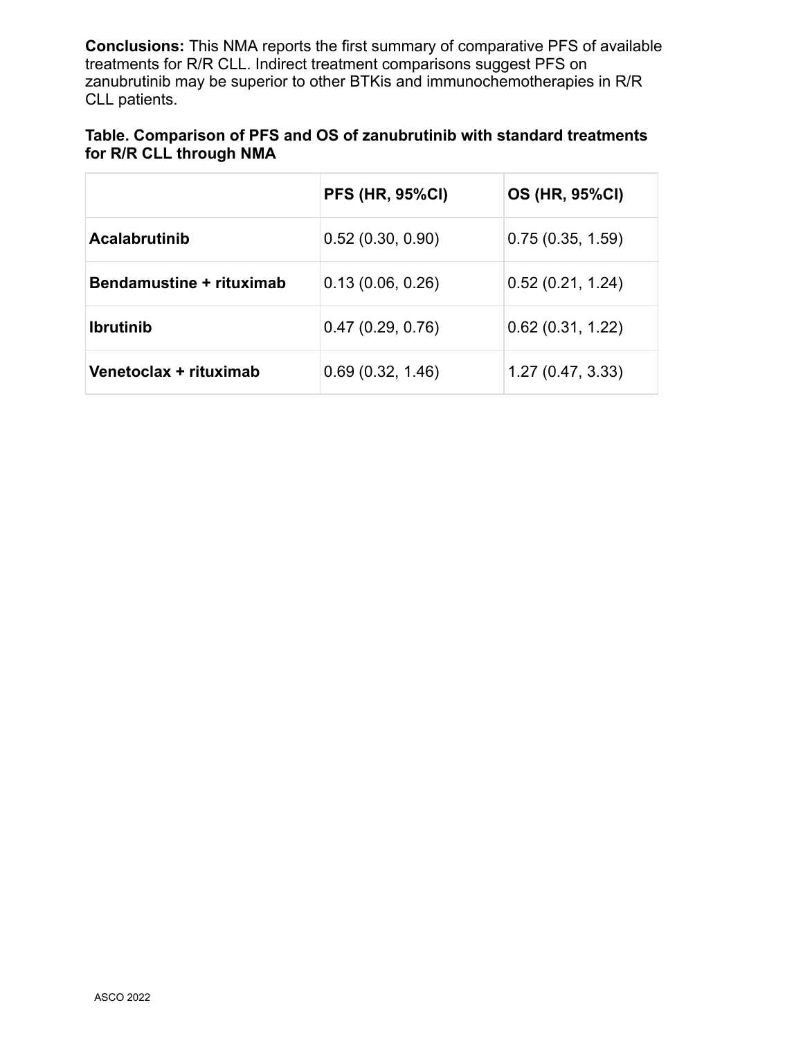**Conclusions:** This NMA reports the first summary of comparative PFS of available treatments for R/R CLL. Indirect treatment comparisons suggest PFS on zanubrutinib may be superior to other BTKis and immunochemotherapies in R/R CLL patients.

**Table. Comparison of PFS and OS of zanubrutinib with standard treatments for R/R CLL through NMA**

| | PFS (HR, 95%CI) | OS (HR, 95%CI) |
|---|---|---|
| **Acalabrutinib** | 0.52 (0.30, 0.90) | 0.75 (0.35, 1.59) |
| **Bendamustine + rituximab** | 0.13 (0.06, 0.26) | 0.52 (0.21, 1.24) |
| **Ibrutinib** | 0.47 (0.29, 0.76) | 0.62 (0.31, 1.22) |
| **Venetoclax + rituximab** | 0.69 (0.32, 1.46) | 1.27 (0.47, 3.33) |